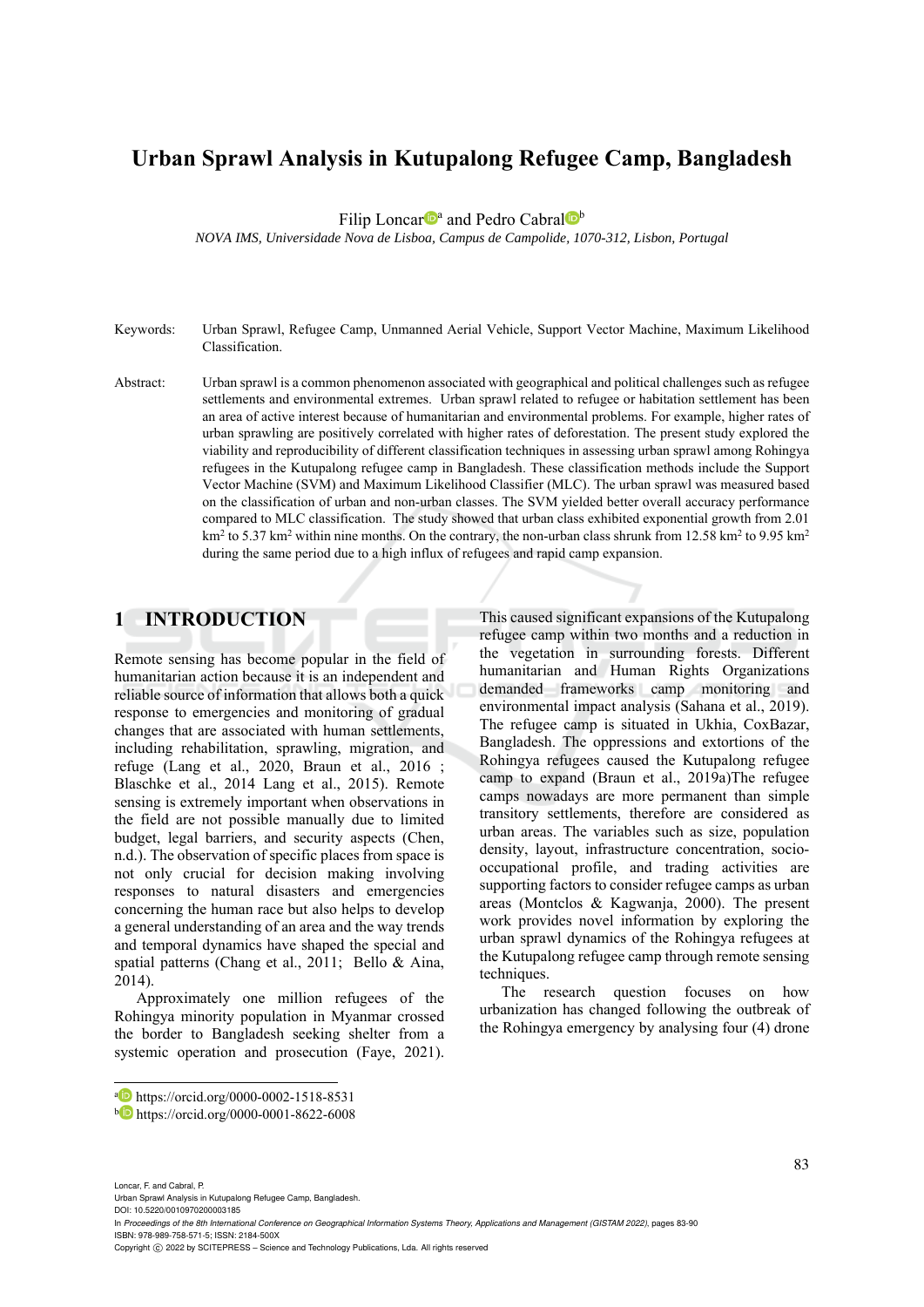# Urban Sprawl Analysis in Kutupalong Refugee Camp, Bangladesh

Filip Loncar[a] and Pedro Cabral[b]

*NOVA IMS, Universidade Nova de Lisboa, Campus de Campolide, 1070-312, Lisbon, Portugal*

Keywords: Urban Sprawl, Refugee Camp, Unmanned Aerial Vehicle, Support Vector Machine, Maximum Likelihood Classification.

Abstract: Urban sprawl is a common phenomenon associated with geographical and political challenges such as refugee settlements and environmental extremes. Urban sprawl related to refugee or habitation settlement has been an area of active interest because of humanitarian and environmental problems. For example, higher rates of urban sprawling are positively correlated with higher rates of deforestation. The present study explored the viability and reproducibility of different classification techniques in assessing urban sprawl among Rohingya refugees in the Kutupalong refugee camp in Bangladesh. These classification methods include the Support Vector Machine (SVM) and Maximum Likelihood Classifier (MLC). The urban sprawl was measured based on the classification of urban and non-urban classes. The SVM yielded better overall accuracy performance compared to MLC classification. The study showed that urban class exhibited exponential growth from 2.01 $km^2$ to 5.37 $km^2$ within nine months. On the contrary, the non-urban class shrunk from 12.58 $km^2$ to 9.95 $km^2$ during the same period due to a high influx of refugees and rapid camp expansion.

## 1 INTRODUCTION

Remote sensing has become popular in the field of humanitarian action because it is an independent and reliable source of information that allows both a quick response to emergencies and monitoring of gradual changes that are associated with human settlements, including rehabilitation, sprawling, migration, and refuge (Lang et al., 2020, Braun et al., 2016 ; Blaschke et al., 2014 Lang et al., 2015). Remote sensing is extremely important when observations in the field are not possible manually due to limited budget, legal barriers, and security aspects (Chen, n.d.). The observation of specific places from space is not only crucial for decision making involving responses to natural disasters and emergencies concerning the human race but also helps to develop a general understanding of an area and the way trends and temporal dynamics have shaped the special and spatial patterns (Chang et al., 2011; Bello & Aina, 2014).

Approximately one million refugees of the Rohingya minority population in Myanmar crossed the border to Bangladesh seeking shelter from a systemic operation and prosecution (Faye, 2021). This caused significant expansions of the Kutupalong refugee camp within two months and a reduction in the vegetation in surrounding forests. Different humanitarian and Human Rights Organizations demanded frameworks camp monitoring and environmental impact analysis (Sahana et al., 2019). The refugee camp is situated in Ukhia, CoxBazar, Bangladesh. The oppressions and extortions of the Rohingya refugees caused the Kutupalong refugee camp to expand (Braun et al., 2019a)The refugee camps nowadays are more permanent than simple transitory settlements, therefore are considered as urban areas. The variables such as size, population density, layout, infrastructure concentration, socio-occupational profile, and trading activities are supporting factors to consider refugee camps as urban areas (Montclos & Kagwanja, 2000). The present work provides novel information by exploring the urban sprawl dynamics of the Rohingya refugees at the Kutupalong refugee camp through remote sensing techniques.

The research question focuses on how urbanization has changed following the outbreak of the Rohingya emergency by analysing four (4) drone

[a] https://orcid.org/0000-0002-1518-8531
[b] https://orcid.org/0000-0001-8622-6008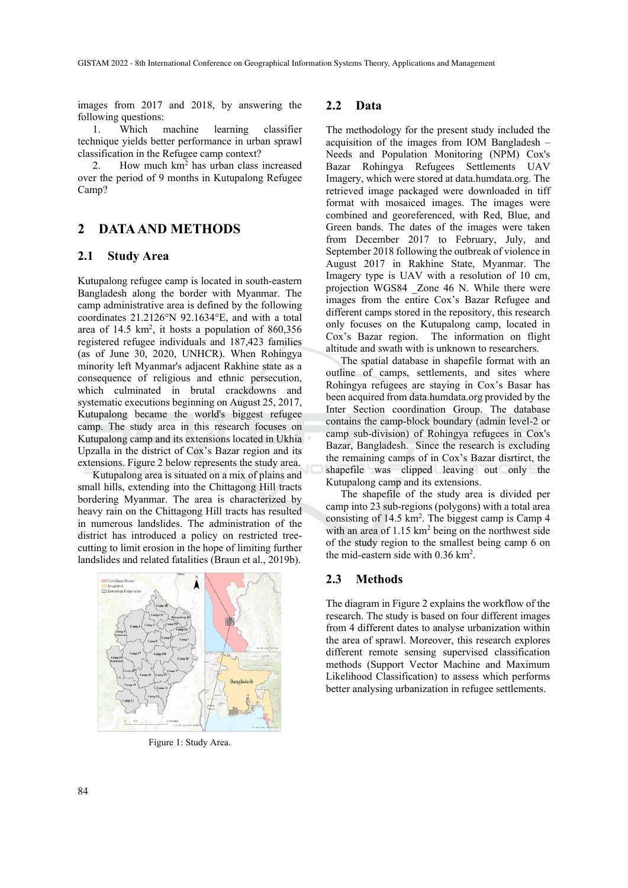images from 2017 and 2018, by answering the following questions:

1. Which machine learning classifier technique yields better performance in urban sprawl classification in the Refugee camp context?
2. How much km$^2$ has urban class increased over the period of 9 months in Kutupalong Refugee Camp?

## 2 DATA AND METHODS

### 2.1 Study Area

Kutupalong refugee camp is located in south-eastern Bangladesh along the border with Myanmar. The camp administrative area is defined by the following coordinates 21.2126°N 92.1634°E, and with a total area of 14.5 km$^2$, it hosts a population of 860,356 registered refugee individuals and 187,423 families (as of June 30, 2020, UNHCR). When Rohingya minority left Myanmar's adjacent Rakhine state as a consequence of religious and ethnic persecution, which culminated in brutal crackdowns and systematic executions beginning on August 25, 2017, Kutupalong became the world's biggest refugee camp. The study area in this research focuses on Kutupalong camp and its extensions located in Ukhia Upzalla in the district of Cox's Bazar region and its extensions. Figure 2 below represents the study area.

Kutupalong area is situated on a mix of plains and small hills, extending into the Chittagong Hill tracts bordering Myanmar. The area is characterized by heavy rain on the Chittagong Hill tracts has resulted in numerous landslides. The administration of the district has introduced a policy on restricted tree-cutting to limit erosion in the hope of limiting further landslides and related fatalities (Braun et al., 2019b).

Figure 1: Study Area.

### 2.2 Data

The methodology for the present study included the acquisition of the images from IOM Bangladesh – Needs and Population Monitoring (NPM) Cox's Bazar Rohingya Refugees Settlements UAV Imagery, which were stored at data.humdata.org. The retrieved image packaged were downloaded in tiff format with mosaiced images. The images were combined and georeferenced, with Red, Blue, and Green bands. The dates of the images were taken from December 2017 to February, July, and September 2018 following the outbreak of violence in August 2017 in Rakhine State, Myanmar. The Imagery type is UAV with a resolution of 10 cm, projection WGS84 _Zone 46 N. While there were images from the entire Cox's Bazar Refugee and different camps stored in the repository, this research only focuses on the Kutupalong camp, located in Cox's Bazar region. The information on flight altitude and swath with is unknown to researchers.

The spatial database in shapefile format with an outline of camps, settlements, and sites where Rohingya refugees are staying in Cox's Basar has been acquired from data.humdata.org provided by the Inter Section coordination Group. The database contains the camp-block boundary (admin level-2 or camp sub-division) of Rohingya refugees in Cox's Bazar, Bangladesh. Since the research is excluding the remaining camps of in Cox's Bazar disrtirct, the shapefile was clipped leaving out only the Kutupalong camp and its extensions.

The shapefile of the study area is divided per camp into 23 sub-regions (polygons) with a total area consisting of 14.5 km$^2$. The biggest camp is Camp 4 with an area of 1.15 km$^2$ being on the northwest side of the study region to the smallest being camp 6 on the mid-eastern side with 0.36 km$^2$.

### 2.3 Methods

The diagram in Figure 2 explains the workflow of the research. The study is based on four different images from 4 different dates to analyse urbanization within the area of sprawl. Moreover, this research explores different remote sensing supervised classification methods (Support Vector Machine and Maximum Likelihood Classification) to assess which performs better analysing urbanization in refugee settlements.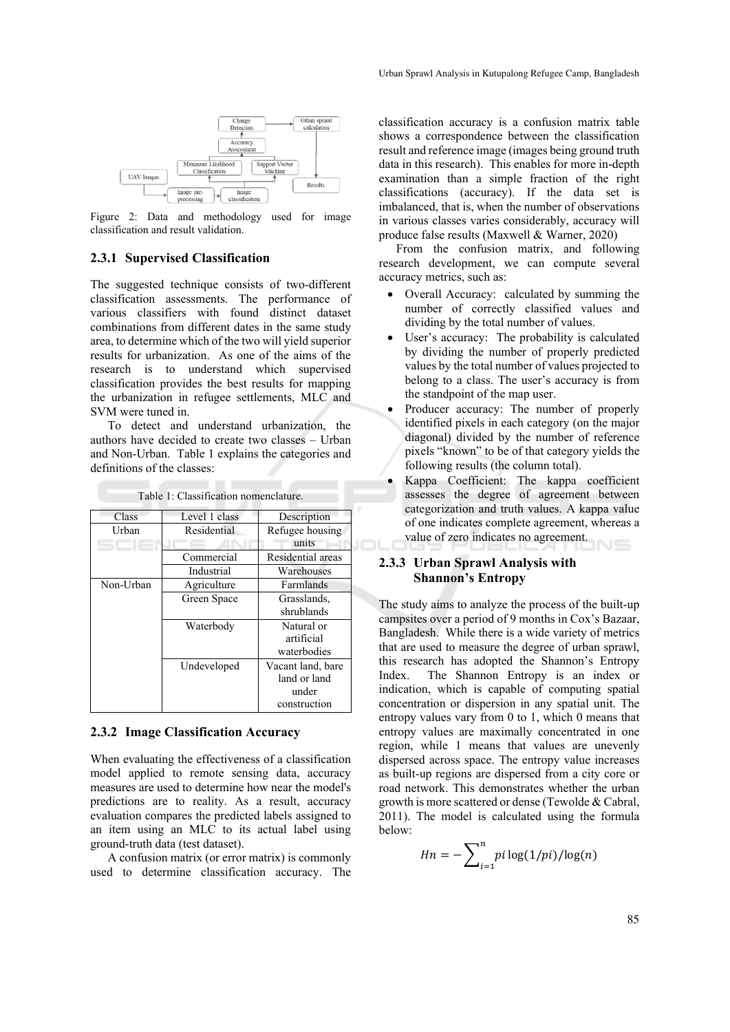Figure 2: Data and methodology used for image classification and result validation.

### 2.3.1 Supervised Classification

The suggested technique consists of two-different classification assessments. The performance of various classifiers with found distinct dataset combinations from different dates in the same study area, to determine which of the two will yield superior results for urbanization. As one of the aims of the research is to understand which supervised classification provides the best results for mapping the urbanization in refugee settlements, MLC and SVM were tuned in.

To detect and understand urbanization, the authors have decided to create two classes – Urban and Non-Urban. Table 1 explains the categories and definitions of the classes:

Table 1: Classification nomenclature.

| Class | Level 1 class | Description |
|---|---|---|
| Urban | Residential | Refugee housing units |
| | Commercial | Residential areas |
| | Industrial | Warehouses |
| Non-Urban | Agriculture | Farmlands |
| | Green Space | Grasslands, shrublands |
| | Waterbody | Natural or artificial waterbodies |
| | Undeveloped | Vacant land, bare land or land under construction |

### 2.3.2 Image Classification Accuracy

When evaluating the effectiveness of a classification model applied to remote sensing data, accuracy measures are used to determine how near the model's predictions are to reality. As a result, accuracy evaluation compares the predicted labels assigned to an item using an MLC to its actual label using ground-truth data (test dataset).

A confusion matrix (or error matrix) is commonly used to determine classification accuracy. The classification accuracy is a confusion matrix table shows a correspondence between the classification result and reference image (images being ground truth data in this research). This enables for more in-depth examination than a simple fraction of the right classifications (accuracy). If the data set is imbalanced, that is, when the number of observations in various classes varies considerably, accuracy will produce false results (Maxwell & Warner, 2020)

From the confusion matrix, and following research development, we can compute several accuracy metrics, such as:

- Overall Accuracy: calculated by summing the number of correctly classified values and dividing by the total number of values.
- User's accuracy: The probability is calculated by dividing the number of properly predicted values by the total number of values projected to belong to a class. The user's accuracy is from the standpoint of the map user.
- Producer accuracy: The number of properly identified pixels in each category (on the major diagonal) divided by the number of reference pixels "known" to be of that category yields the following results (the column total).
- Kappa Coefficient: The kappa coefficient assesses the degree of agreement between categorization and truth values. A kappa value of one indicates complete agreement, whereas a value of zero indicates no agreement.

### 2.3.3 Urban Sprawl Analysis with Shannon's Entropy

The study aims to analyze the process of the built-up campsites over a period of 9 months in Cox's Bazaar, Bangladesh. While there is a wide variety of metrics that are used to measure the degree of urban sprawl, this research has adopted the Shannon's Entropy Index. The Shannon Entropy is an index or indication, which is capable of computing spatial concentration or dispersion in any spatial unit. The entropy values vary from 0 to 1, which 0 means that entropy values are maximally concentrated in one region, while 1 means that values are unevenly dispersed across space. The entropy value increases as built-up regions are dispersed from a city core or road network. This demonstrates whether the urban growth is more scattered or dense (Tewolde & Cabral, 2011). The model is calculated using the formula below:

$$Hn = -\sum_{i=1}^{n} pi \log(1/pi)/\log(n)$$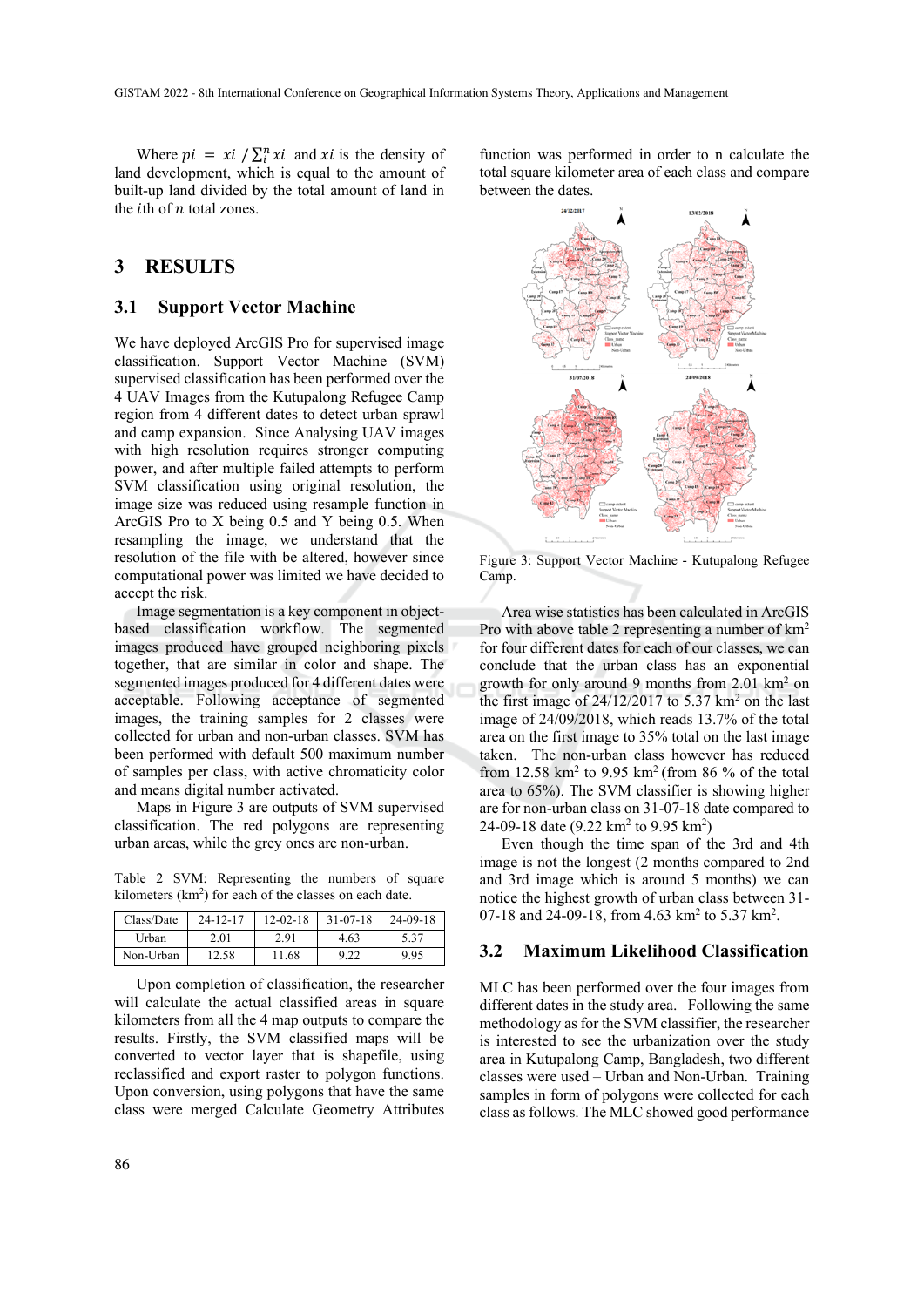Where $pi = xi / \sum_{i}^{n} xi$ and $xi$ is the density of land development, which is equal to the amount of built-up land divided by the total amount of land in the $i$th of $n$ total zones.

# 3 RESULTS

## 3.1 Support Vector Machine

We have deployed ArcGIS Pro for supervised image classification. Support Vector Machine (SVM) supervised classification has been performed over the 4 UAV Images from the Kutupalong Refugee Camp region from 4 different dates to detect urban sprawl and camp expansion. Since Analysing UAV images with high resolution requires stronger computing power, and after multiple failed attempts to perform SVM classification using original resolution, the image size was reduced using resample function in ArcGIS Pro to X being 0.5 and Y being 0.5. When resampling the image, we understand that the resolution of the file with be altered, however since computational power was limited we have decided to accept the risk.

Image segmentation is a key component in object-based classification workflow. The segmented images produced have grouped neighboring pixels together, that are similar in color and shape. The segmented images produced for 4 different dates were acceptable. Following acceptance of segmented images, the training samples for 2 classes were collected for urban and non-urban classes. SVM has been performed with default 500 maximum number of samples per class, with active chromaticity color and means digital number activated.

Maps in Figure 3 are outputs of SVM supervised classification. The red polygons are representing urban areas, while the grey ones are non-urban.

Table 2 SVM: Representing the numbers of square kilometers ($km^2$) for each of the classes on each date.

| Class/Date | 24-12-17 | 12-02-18 | 31-07-18 | 24-09-18 |
|---|---|---|---|---|
| Urban | 2.01 | 2.91 | 4.63 | 5.37 |
| Non-Urban | 12.58 | 11.68 | 9.22 | 9.95 |

Upon completion of classification, the researcher will calculate the actual classified areas in square kilometers from all the 4 map outputs to compare the results. Firstly, the SVM classified maps will be converted to vector layer that is shapefile, using reclassified and export raster to polygon functions. Upon conversion, using polygons that have the same class were merged Calculate Geometry Attributes function was performed in order to n calculate the total square kilometer area of each class and compare between the dates.

Figure 3: Support Vector Machine - Kutupalong Refugee Camp.

Area wise statistics has been calculated in ArcGIS Pro with above table 2 representing a number of $km^2$ for four different dates for each of our classes, we can conclude that the urban class has an exponential growth for only around 9 months from 2.01 $km^2$ on the first image of 24/12/2017 to 5.37 $km^2$ on the last image of 24/09/2018, which reads 13.7% of the total area on the first image to 35% total on the last image taken. The non-urban class however has reduced from 12.58 $km^2$ to 9.95 $km^2$ (from 86 % of the total area to 65%). The SVM classifier is showing higher are for non-urban class on 31-07-18 date compared to 24-09-18 date (9.22 $km^2$ to 9.95 $km^2$)

Even though the time span of the 3rd and 4th image is not the longest (2 months compared to 2nd and 3rd image which is around 5 months) we can notice the highest growth of urban class between 31-07-18 and 24-09-18, from 4.63 $km^2$ to 5.37 $km^2$.

## 3.2 Maximum Likelihood Classification

MLC has been performed over the four images from different dates in the study area. Following the same methodology as for the SVM classifier, the researcher is interested to see the urbanization over the study area in Kutupalong Camp, Bangladesh, two different classes were used – Urban and Non-Urban. Training samples in form of polygons were collected for each class as follows. The MLC showed good performance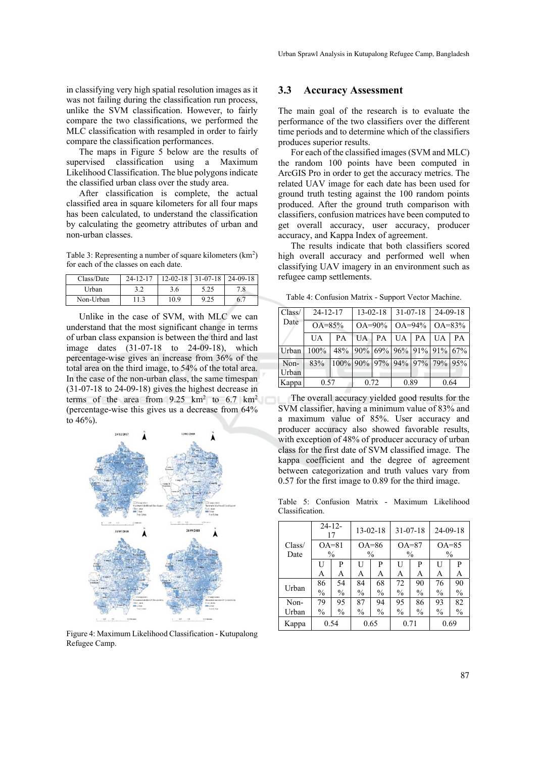in classifying very high spatial resolution images as it was not failing during the classification run process, unlike the SVM classification. However, to fairly compare the two classifications, we performed the MLC classification with resampled in order to fairly compare the classification performances.

The maps in Figure 5 below are the results of supervised classification using a Maximum Likelihood Classification. The blue polygons indicate the classified urban class over the study area.

After classification is complete, the actual classified area in square kilometers for all four maps has been calculated, to understand the classification by calculating the geometry attributes of urban and non-urban classes.

Table 3: Representing a number of square kilometers ($km^2$) for each of the classes on each date.

| Class/Date | 24-12-17 | 12-02-18 | 31-07-18 | 24-09-18 |
|---|---|---|---|---|
| Urban | 3.2 | 3.6 | 5.25 | 7.8 |
| Non-Urban | 11.3 | 10.9 | 9.25 | 6.7 |

Unlike in the case of SVM, with MLC we can understand that the most significant change in terms of urban class expansion is between the third and last image dates (31-07-18 to 24-09-18), which percentage-wise gives an increase from 36% of the total area on the third image, to 54% of the total area. In the case of the non-urban class, the same timespan (31-07-18 to 24-09-18) gives the highest decrease in terms of the area from 9.25 $km^2$ to 6.7 $km^2$ (percentage-wise this gives us a decrease from 64% to 46%).

Figure 4: Maximum Likelihood Classification - Kutupalong Refugee Camp.

## 3.3 Accuracy Assessment

The main goal of the research is to evaluate the performance of the two classifiers over the different time periods and to determine which of the classifiers produces superior results.

For each of the classified images (SVM and MLC) the random 100 points have been computed in ArcGIS Pro in order to get the accuracy metrics. The related UAV image for each date has been used for ground truth testing against the 100 random points produced. After the ground truth comparison with classifiers, confusion matrices have been computed to get overall accuracy, user accuracy, producer accuracy, and Kappa Index of agreement.

The results indicate that both classifiers scored high overall accuracy and performed well when classifying UAV imagery in an environment such as refugee camp settlements.

Table 4: Confusion Matrix - Support Vector Machine.

| Class/ Date | 24-12-17 | | 13-02-18 | | 31-07-18 | | 24-09-18 | |
|---|---|---|---|---|---|---|---|---|
| | OA=85% | | OA=90% | | OA=94% | | OA=83% | |
| | UA | PA | UA | PA | UA | PA | UA | PA |
| Urban | 100% | 48% | 90% | 69% | 96% | 91% | 91% | 67% |
| Non-Urban | 83% | 100% | 90% | 97% | 94% | 97% | 79% | 95% |
| Kappa | 0.57 | | 0.72 | | 0.89 | | 0.64 | |

The overall accuracy yielded good results for the SVM classifier, having a minimum value of 83% and a maximum value of 85%. User accuracy and producer accuracy also showed favorable results, with exception of 48% of producer accuracy of urban class for the first date of SVM classified image. The kappa coefficient and the degree of agreement between categorization and truth values vary from 0.57 for the first image to 0.89 for the third image.

Table 5: Confusion Matrix - Maximum Likelihood Classification.

| Class/ Date | 24-12-17 | | 13-02-18 | | 31-07-18 | | 24-09-18 | |
|---|---|---|---|---|---|---|---|---|
| | OA=81 % | | OA=86 % | | OA=87 % | | OA=85 % | |
| | UA | PA | UA | PA | UA | PA | UA | PA |
| Urban | 86 % | 54 % | 84 % | 68 % | 72 % | 90 % | 76 % | 90 % |
| Non-Urban | 79 % | 95 % | 87 % | 94 % | 95 % | 86 % | 93 % | 82 % |
| Kappa | 0.54 | | 0.65 | | 0.71 | | 0.69 | |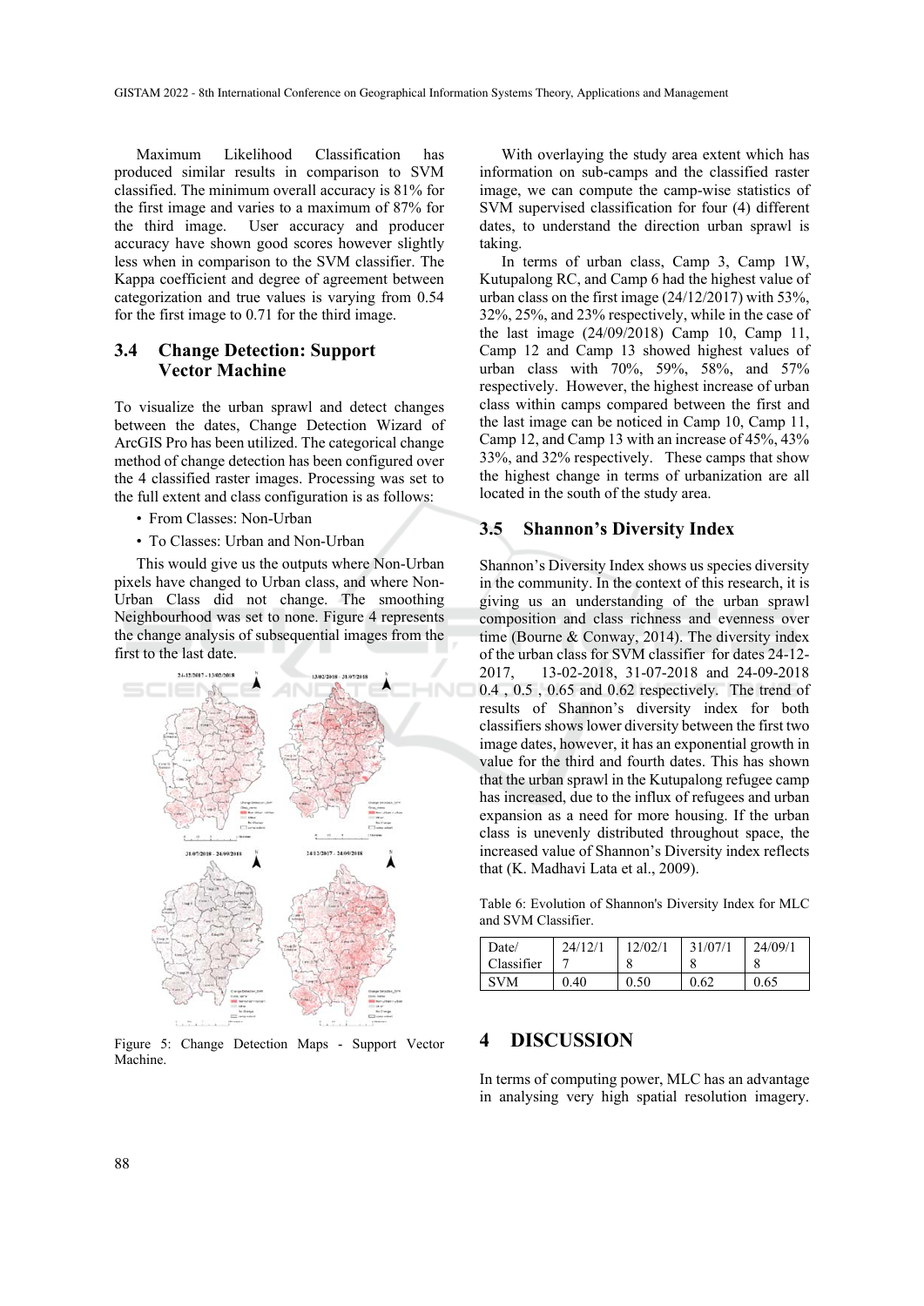Maximum Likelihood Classification has produced similar results in comparison to SVM classified. The minimum overall accuracy is 81% for the first image and varies to a maximum of 87% for the third image. User accuracy and producer accuracy have shown good scores however slightly less when in comparison to the SVM classifier. The Kappa coefficient and degree of agreement between categorization and true values is varying from 0.54 for the first image to 0.71 for the third image.

### 3.4 Change Detection: Support Vector Machine

To visualize the urban sprawl and detect changes between the dates, Change Detection Wizard of ArcGIS Pro has been utilized. The categorical change method of change detection has been configured over the 4 classified raster images. Processing was set to the full extent and class configuration is as follows:

- From Classes: Non-Urban
- To Classes: Urban and Non-Urban

This would give us the outputs where Non-Urban pixels have changed to Urban class, and where Non-Urban Class did not change. The smoothing Neighbourhood was set to none. Figure 4 represents the change analysis of subsequential images from the first to the last date.

Figure 5: Change Detection Maps - Support Vector Machine.

With overlaying the study area extent which has information on sub-camps and the classified raster image, we can compute the camp-wise statistics of SVM supervised classification for four (4) different dates, to understand the direction urban sprawl is taking.

In terms of urban class, Camp 3, Camp 1W, Kutupalong RC, and Camp 6 had the highest value of urban class on the first image (24/12/2017) with 53%, 32%, 25%, and 23% respectively, while in the case of the last image (24/09/2018) Camp 10, Camp 11, Camp 12 and Camp 13 showed highest values of urban class with 70%, 59%, 58%, and 57% respectively. However, the highest increase of urban class within camps compared between the first and the last image can be noticed in Camp 10, Camp 11, Camp 12, and Camp 13 with an increase of 45%, 43% 33%, and 32% respectively. These camps that show the highest change in terms of urbanization are all located in the south of the study area.

### 3.5 Shannon's Diversity Index

Shannon's Diversity Index shows us species diversity in the community. In the context of this research, it is giving us an understanding of the urban sprawl composition and class richness and evenness over time (Bourne & Conway, 2014). The diversity index of the urban class for SVM classifier for dates 24-12-2017, 13-02-2018, 31-07-2018 and 24-09-2018 0.4 , 0.5 , 0.65 and 0.62 respectively. The trend of results of Shannon's diversity index for both classifiers shows lower diversity between the first two image dates, however, it has an exponential growth in value for the third and fourth dates. This has shown that the urban sprawl in the Kutupalong refugee camp has increased, due to the influx of refugees and urban expansion as a need for more housing. If the urban class is unevenly distributed throughout space, the increased value of Shannon's Diversity index reflects that (K. Madhavi Lata et al., 2009).

Table 6: Evolution of Shannon's Diversity Index for MLC and SVM Classifier.

| Date/ Classifier | 24/12/17 | 12/02/18 | 31/07/18 | 24/09/18 |
|---|---|---|---|---|
| SVM | 0.40 | 0.50 | 0.62 | 0.65 |

## 4 DISCUSSION

In terms of computing power, MLC has an advantage in analysing very high spatial resolution imagery.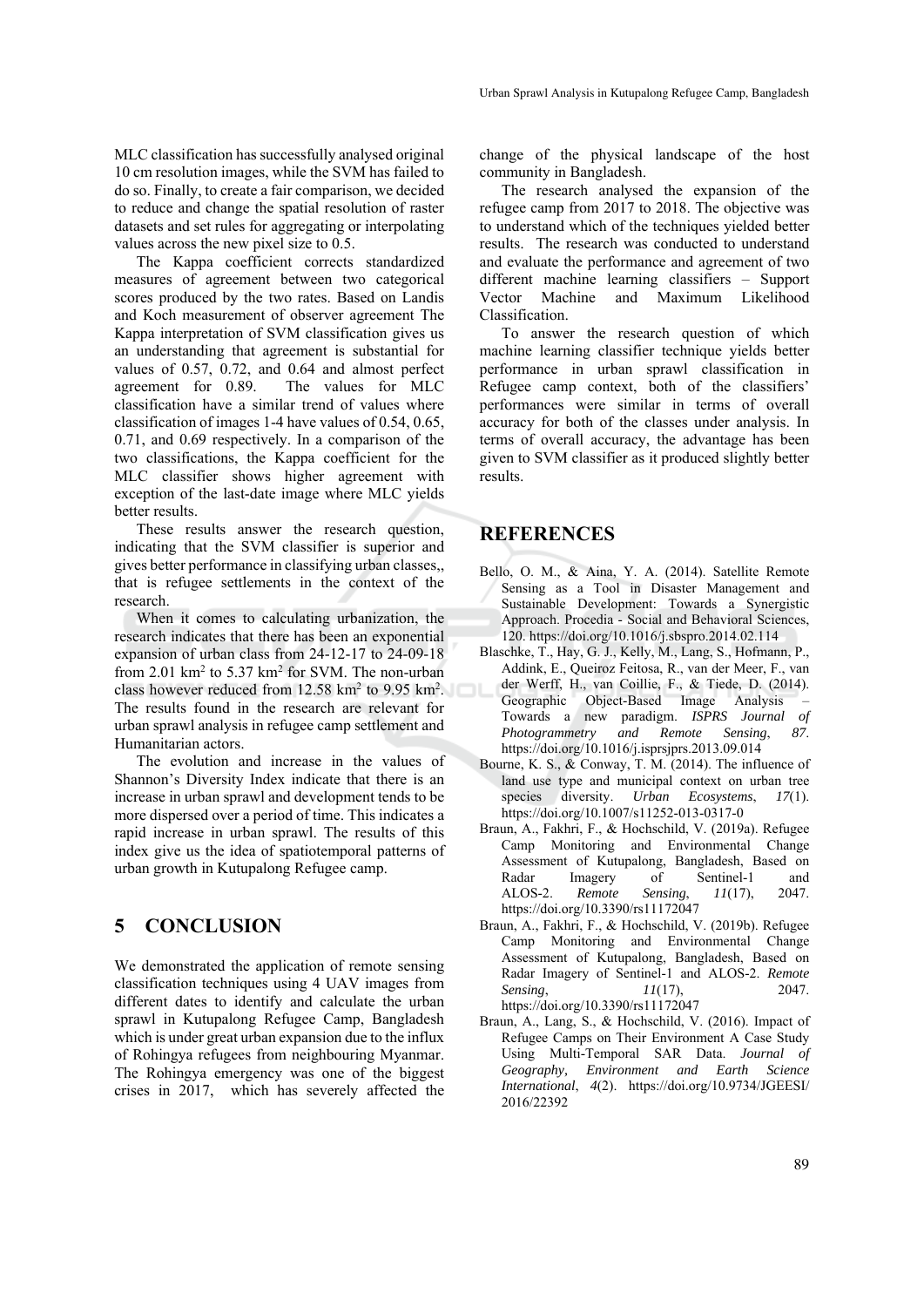MLC classification has successfully analysed original 10 cm resolution images, while the SVM has failed to do so. Finally, to create a fair comparison, we decided to reduce and change the spatial resolution of raster datasets and set rules for aggregating or interpolating values across the new pixel size to 0.5.

The Kappa coefficient corrects standardized measures of agreement between two categorical scores produced by the two rates. Based on Landis and Koch measurement of observer agreement The Kappa interpretation of SVM classification gives us an understanding that agreement is substantial for values of 0.57, 0.72, and 0.64 and almost perfect agreement for 0.89. The values for MLC classification have a similar trend of values where classification of images 1-4 have values of 0.54, 0.65, 0.71, and 0.69 respectively. In a comparison of the two classifications, the Kappa coefficient for the MLC classifier shows higher agreement with exception of the last-date image where MLC yields better results.

These results answer the research question, indicating that the SVM classifier is superior and gives better performance in classifying urban classes,, that is refugee settlements in the context of the research.

When it comes to calculating urbanization, the research indicates that there has been an exponential expansion of urban class from 24-12-17 to 24-09-18 from 2.01 $km^2$ to 5.37 $km^2$ for SVM. The non-urban class however reduced from 12.58 $km^2$ to 9.95 $km^2$. The results found in the research are relevant for urban sprawl analysis in refugee camp settlement and Humanitarian actors.

The evolution and increase in the values of Shannon's Diversity Index indicate that there is an increase in urban sprawl and development tends to be more dispersed over a period of time. This indicates a rapid increase in urban sprawl. The results of this index give us the idea of spatiotemporal patterns of urban growth in Kutupalong Refugee camp.

## 5 CONCLUSION

We demonstrated the application of remote sensing classification techniques using 4 UAV images from different dates to identify and calculate the urban sprawl in Kutupalong Refugee Camp, Bangladesh which is under great urban expansion due to the influx of Rohingya refugees from neighbouring Myanmar. The Rohingya emergency was one of the biggest crises in 2017, which has severely affected the change of the physical landscape of the host community in Bangladesh.

The research analysed the expansion of the refugee camp from 2017 to 2018. The objective was to understand which of the techniques yielded better results. The research was conducted to understand and evaluate the performance and agreement of two different machine learning classifiers – Support Vector Machine and Maximum Likelihood Classification.

To answer the research question of which machine learning classifier technique yields better performance in urban sprawl classification in Refugee camp context, both of the classifiers' performances were similar in terms of overall accuracy for both of the classes under analysis. In terms of overall accuracy, the advantage has been given to SVM classifier as it produced slightly better results.

## REFERENCES

Bello, O. M., & Aina, Y. A. (2014). Satellite Remote Sensing as a Tool in Disaster Management and Sustainable Development: Towards a Synergistic Approach. Procedia - Social and Behavioral Sciences, 120. https://doi.org/10.1016/j.sbspro.2014.02.114

Blaschke, T., Hay, G. J., Kelly, M., Lang, S., Hofmann, P., Addink, E., Queiroz Feitosa, R., van der Meer, F., van der Werff, H., van Coillie, F., & Tiede, D. (2014). Geographic Object-Based Image Analysis – Towards a new paradigm. *ISPRS Journal of Photogrammetry and Remote Sensing*, *87*. https://doi.org/10.1016/j.isprsjprs.2013.09.014

Bourne, K. S., & Conway, T. M. (2014). The influence of land use type and municipal context on urban tree species diversity. *Urban Ecosystems*, *17*(1). https://doi.org/10.1007/s11252-013-0317-0

Braun, A., Fakhri, F., & Hochschild, V. (2019a). Refugee Camp Monitoring and Environmental Change Assessment of Kutupalong, Bangladesh, Based on Radar Imagery of Sentinel-1 and ALOS-2. *Remote Sensing*, *11*(17), 2047. https://doi.org/10.3390/rs11172047

Braun, A., Fakhri, F., & Hochschild, V. (2019b). Refugee Camp Monitoring and Environmental Change Assessment of Kutupalong, Bangladesh, Based on Radar Imagery of Sentinel-1 and ALOS-2. *Remote Sensing*, *11*(17), 2047. https://doi.org/10.3390/rs11172047

Braun, A., Lang, S., & Hochschild, V. (2016). Impact of Refugee Camps on Their Environment A Case Study Using Multi-Temporal SAR Data. *Journal of Geography, Environment and Earth Science International*, *4*(2). https://doi.org/10.9734/JGEESI/2016/22392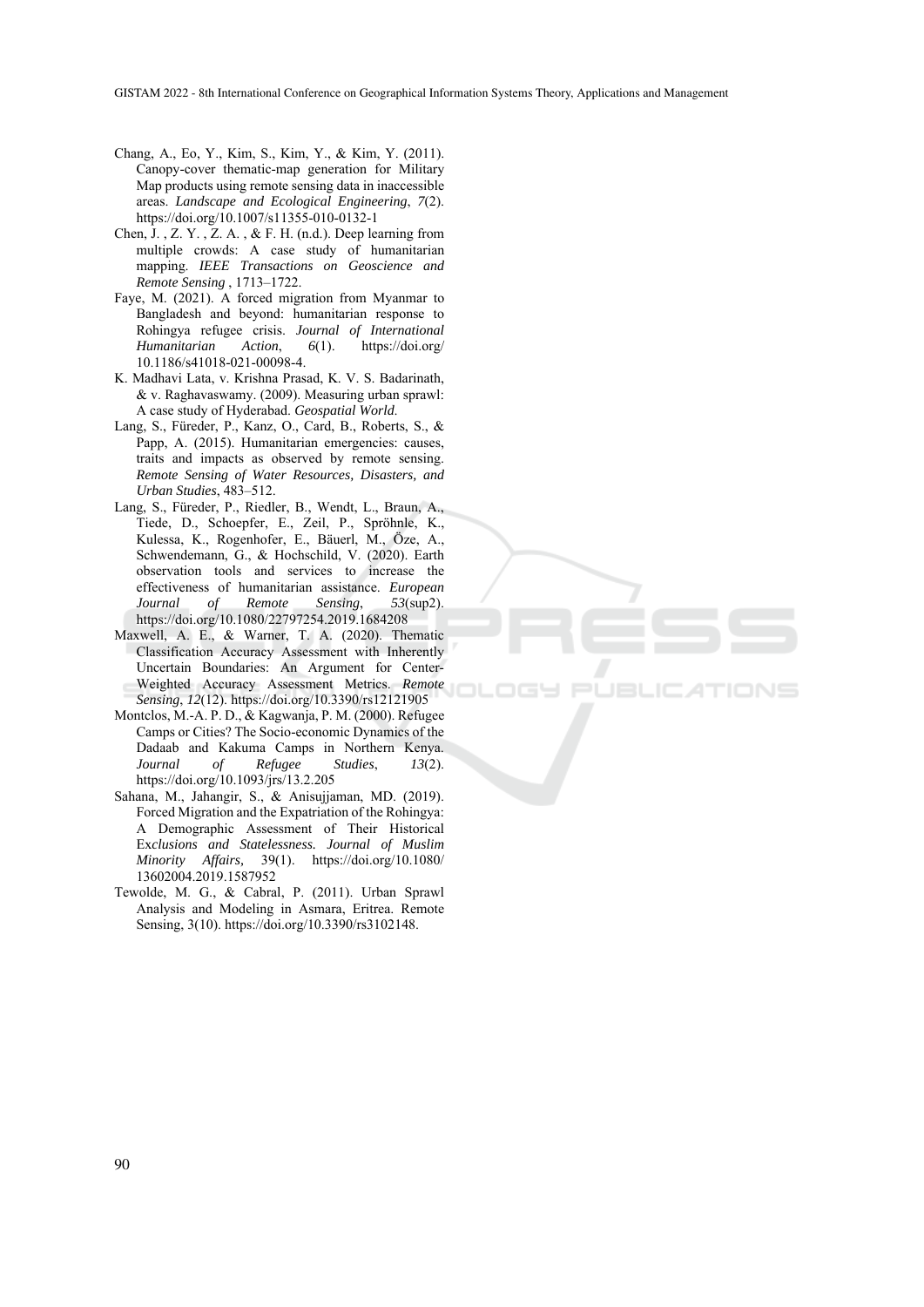Chang, A., Eo, Y., Kim, S., Kim, Y., & Kim, Y. (2011). Canopy-cover thematic-map generation for Military Map products using remote sensing data in inaccessible areas. *Landscape and Ecological Engineering*, *7*(2). https://doi.org/10.1007/s11355-010-0132-1

Chen, J. , Z. Y. , Z. A. , & F. H. (n.d.). Deep learning from multiple crowds: A case study of humanitarian mapping. *IEEE Transactions on Geoscience and Remote Sensing* , 1713–1722.

Faye, M. (2021). A forced migration from Myanmar to Bangladesh and beyond: humanitarian response to Rohingya refugee crisis. *Journal of International Humanitarian Action*, *6*(1). https://doi.org/10.1186/s41018-021-00098-4.

K. Madhavi Lata, v. Krishna Prasad, K. V. S. Badarinath, & v. Raghavaswamy. (2009). Measuring urban sprawl: A case study of Hyderabad. *Geospatial World.*

Lang, S., Füreder, P., Kanz, O., Card, B., Roberts, S., & Papp, A. (2015). Humanitarian emergencies: causes, traits and impacts as observed by remote sensing. *Remote Sensing of Water Resources, Disasters, and Urban Studies*, 483–512.

Lang, S., Füreder, P., Riedler, B., Wendt, L., Braun, A., Tiede, D., Schoepfer, E., Zeil, P., Spröhnle, K., Kulessa, K., Rogenhofer, E., Bäuerl, M., Öze, A., Schwendemann, G., & Hochschild, V. (2020). Earth observation tools and services to increase the effectiveness of humanitarian assistance. *European Journal of Remote Sensing*, *53*(sup2). https://doi.org/10.1080/22797254.2019.1684208

Maxwell, A. E., & Warner, T. A. (2020). Thematic Classification Accuracy Assessment with Inherently Uncertain Boundaries: An Argument for Center-Weighted Accuracy Assessment Metrics. *Remote Sensing*, *12*(12). https://doi.org/10.3390/rs12121905

Montclos, M.-A. P. D., & Kagwanja, P. M. (2000). Refugee Camps or Cities? The Socio-economic Dynamics of the Dadaab and Kakuma Camps in Northern Kenya. *Journal of Refugee Studies*, *13*(2). https://doi.org/10.1093/jrs/13.2.205

Sahana, M., Jahangir, S., & Anisujjaman, MD. (2019). Forced Migration and the Expatriation of the Rohingya: A Demographic Assessment of Their Historical E*xclusions and Statelessness. Journal of Muslim Minority Affairs,* 39(1). https://doi.org/10.1080/13602004.2019.1587952

Tewolde, M. G., & Cabral, P. (2011). Urban Sprawl Analysis and Modeling in Asmara, Eritrea. Remote Sensing, 3(10). https://doi.org/10.3390/rs3102148.